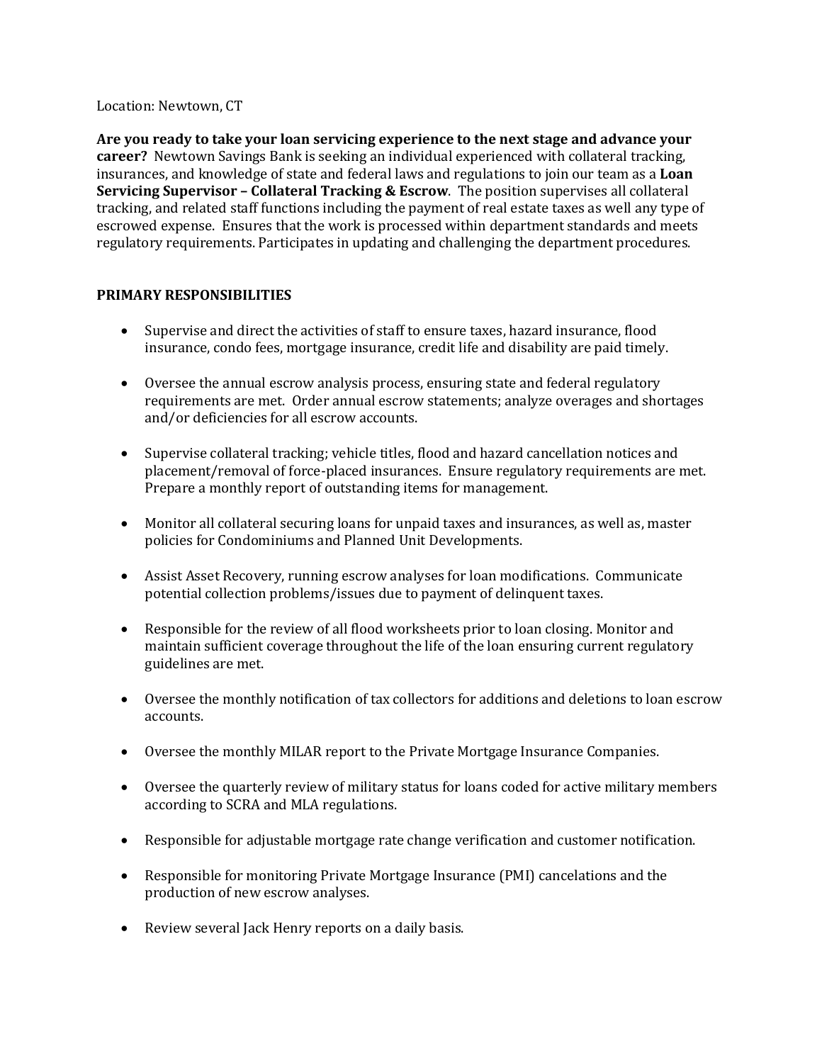Location: Newtown, CT

**Are you ready to take your loan servicing experience to the next stage and advance your career?** Newtown Savings Bank is seeking an individual experienced with collateral tracking, insurances, and knowledge of state and federal laws and regulations to join our team as a **Loan Servicing Supervisor – Collateral Tracking & Escrow**. The position supervises all collateral tracking, and related staff functions including the payment of real estate taxes as well any type of escrowed expense. Ensures that the work is processed within department standards and meets regulatory requirements. Participates in updating and challenging the department procedures.

**PRIMARY RESPONSIBILITIES**

- Supervise and direct the activities of staff to ensure taxes, hazard insurance, flood insurance, condo fees, mortgage insurance, credit life and disability are paid timely.
- Oversee the annual escrow analysis process, ensuring state and federal regulatory requirements are met. Order annual escrow statements; analyze overages and shortages and/or deficiencies for all escrow accounts.
- Supervise collateral tracking; vehicle titles, flood and hazard cancellation notices and placement/removal of force-placed insurances. Ensure regulatory requirements are met. Prepare a monthly report of outstanding items for management.
- Monitor all collateral securing loans for unpaid taxes and insurances, as well as, master policies for Condominiums and Planned Unit Developments.
- Assist Asset Recovery, running escrow analyses for loan modifications. Communicate potential collection problems/issues due to payment of delinquent taxes.
- Responsible for the review of all flood worksheets prior to loan closing. Monitor and maintain sufficient coverage throughout the life of the loan ensuring current regulatory guidelines are met.
- Oversee the monthly notification of tax collectors for additions and deletions to loan escrow accounts.
- Oversee the monthly MILAR report to the Private Mortgage Insurance Companies.
- Oversee the quarterly review of military status for loans coded for active military members according to SCRA and MLA regulations.
- Responsible for adjustable mortgage rate change verification and customer notification.
- Responsible for monitoring Private Mortgage Insurance (PMI) cancelations and the production of new escrow analyses.
- Review several Jack Henry reports on a daily basis.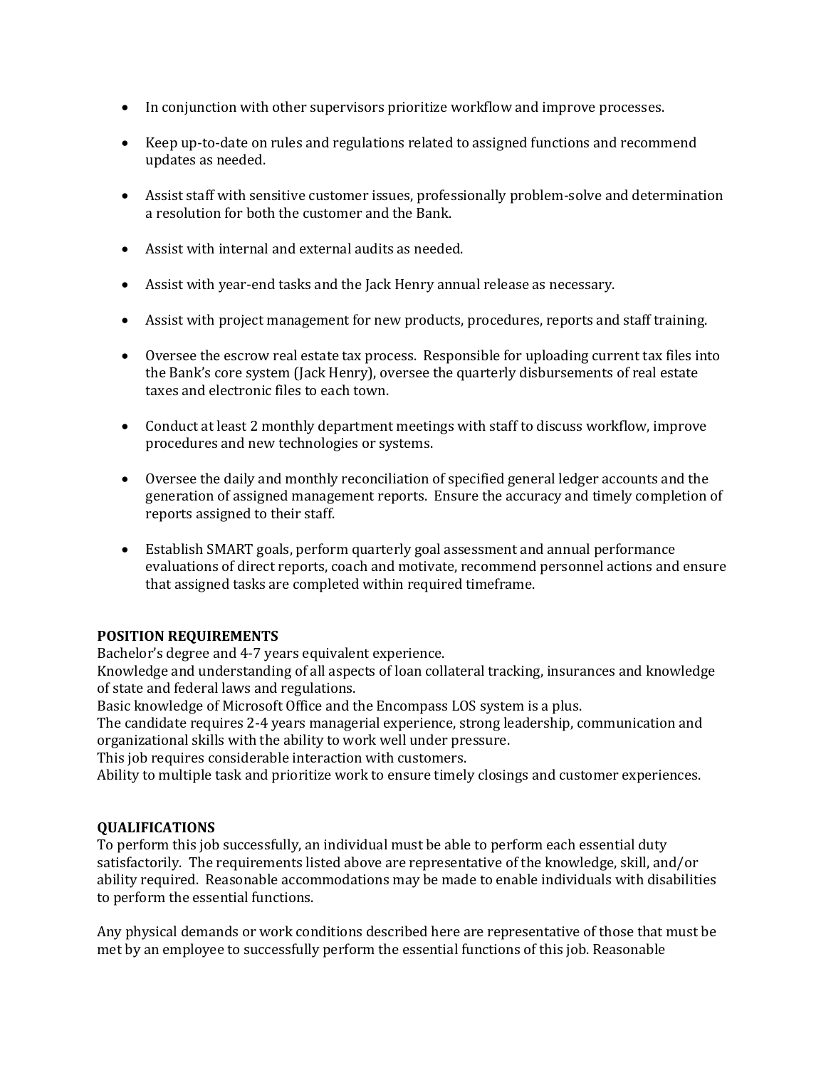- In conjunction with other supervisors prioritize workflow and improve processes.

- Keep up-to-date on rules and regulations related to assigned functions and recommend updates as needed.

- Assist staff with sensitive customer issues, professionally problem-solve and determination a resolution for both the customer and the Bank.

- Assist with internal and external audits as needed.

- Assist with year-end tasks and the Jack Henry annual release as necessary.

- Assist with project management for new products, procedures, reports and staff training.

- Oversee the escrow real estate tax process. Responsible for uploading current tax files into the Bank's core system (Jack Henry), oversee the quarterly disbursements of real estate taxes and electronic files to each town.

- Conduct at least 2 monthly department meetings with staff to discuss workflow, improve procedures and new technologies or systems.

- Oversee the daily and monthly reconciliation of specified general ledger accounts and the generation of assigned management reports. Ensure the accuracy and timely completion of reports assigned to their staff.

- Establish SMART goals, perform quarterly goal assessment and annual performance evaluations of direct reports, coach and motivate, recommend personnel actions and ensure that assigned tasks are completed within required timeframe.

**POSITION REQUIREMENTS**

Bachelor's degree and 4-7 years equivalent experience.

Knowledge and understanding of all aspects of loan collateral tracking, insurances and knowledge of state and federal laws and regulations.

Basic knowledge of Microsoft Office and the Encompass LOS system is a plus.

The candidate requires 2-4 years managerial experience, strong leadership, communication and organizational skills with the ability to work well under pressure.

This job requires considerable interaction with customers.

Ability to multiple task and prioritize work to ensure timely closings and customer experiences.

**QUALIFICATIONS**

To perform this job successfully, an individual must be able to perform each essential duty satisfactorily. The requirements listed above are representative of the knowledge, skill, and/or ability required. Reasonable accommodations may be made to enable individuals with disabilities to perform the essential functions.

Any physical demands or work conditions described here are representative of those that must be met by an employee to successfully perform the essential functions of this job. Reasonable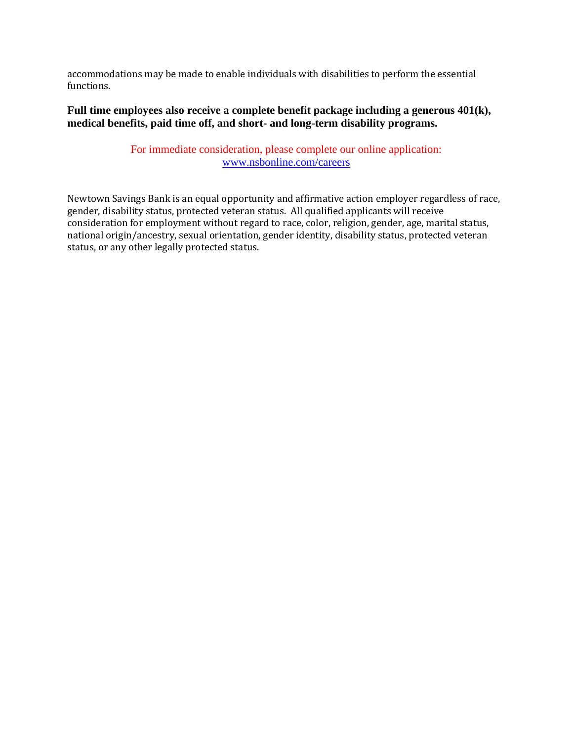accommodations may be made to enable individuals with disabilities to perform the essential functions.

**Full time employees also receive a complete benefit package including a generous 401(k), medical benefits, paid time off, and short- and long-term disability programs.**

For immediate consideration, please complete our online application:
[www.nsbonline.com/careers](www.nsbonline.com/careers)

Newtown Savings Bank is an equal opportunity and affirmative action employer regardless of race, gender, disability status, protected veteran status. All qualified applicants will receive consideration for employment without regard to race, color, religion, gender, age, marital status, national origin/ancestry, sexual orientation, gender identity, disability status, protected veteran status, or any other legally protected status.